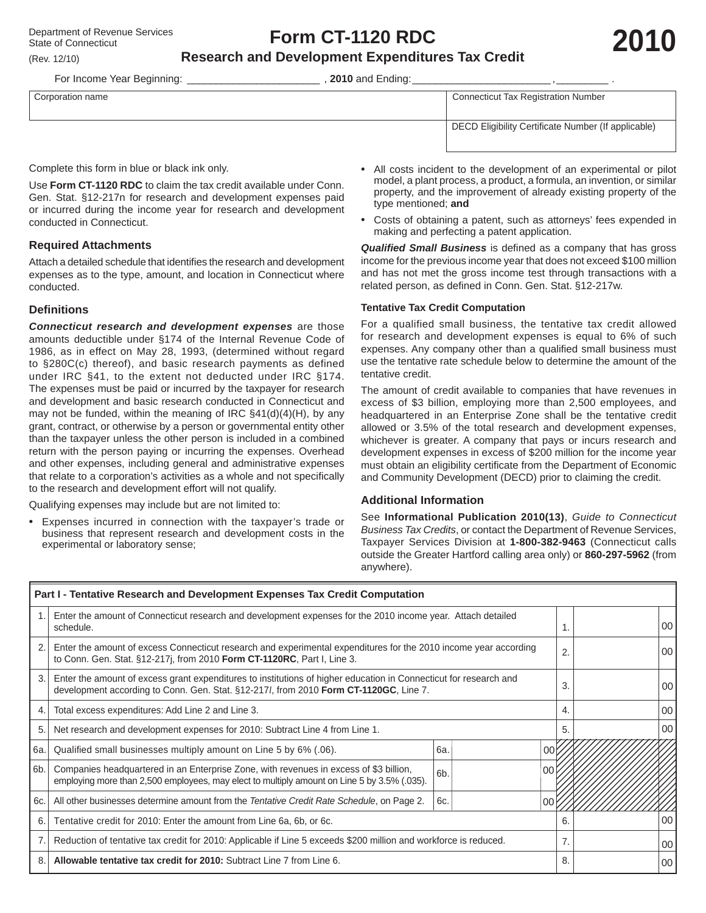Department of Revenue Services
State of Connecticut
(Rev. 12/10)

# Form CT-1120 RDC

## Research and Development Expenditures Tax Credit

# 2010

For Income Year Beginning: ______________________ , **2010** and Ending:_______________________ ,_________ .

| Corporation name | Connecticut Tax Registration Number |
|---|---|
| | DECD Eligibility Certificate Number (If applicable) |

Complete this form in blue or black ink only.

Use **Form CT-1120 RDC** to claim the tax credit available under Conn. Gen. Stat. §12-217n for research and development expenses paid or incurred during the income year for research and development conducted in Connecticut.

### Required Attachments

Attach a detailed schedule that identifies the research and development expenses as to the type, amount, and location in Connecticut where conducted.

### Definitions

***Connecticut research and development expenses*** are those amounts deductible under §174 of the Internal Revenue Code of 1986, as in effect on May 28, 1993, (determined without regard to §280C(c) thereof), and basic research payments as defined under IRC §41, to the extent not deducted under IRC §174. The expenses must be paid or incurred by the taxpayer for research and development and basic research conducted in Connecticut and may not be funded, within the meaning of IRC §41(d)(4)(H), by any grant, contract, or otherwise by a person or governmental entity other than the taxpayer unless the other person is included in a combined return with the person paying or incurring the expenses. Overhead and other expenses, including general and administrative expenses that relate to a corporation's activities as a whole and not specifically to the research and development effort will not qualify.

Qualifying expenses may include but are not limited to:

- Expenses incurred in connection with the taxpayer's trade or business that represent research and development costs in the experimental or laboratory sense;
- All costs incident to the development of an experimental or pilot model, a plant process, a product, a formula, an invention, or similar property, and the improvement of already existing property of the type mentioned; **and**
- Costs of obtaining a patent, such as attorneys' fees expended in making and perfecting a patent application.

***Qualified Small Business*** is defined as a company that has gross income for the previous income year that does not exceed $100 million and has not met the gross income test through transactions with a related person, as defined in Conn. Gen. Stat. §12-217w.

#### Tentative Tax Credit Computation

For a qualified small business, the tentative tax credit allowed for research and development expenses is equal to 6% of such expenses. Any company other than a qualified small business must use the tentative rate schedule below to determine the amount of the tentative credit.

The amount of credit available to companies that have revenues in excess of $3 billion, employing more than 2,500 employees, and headquartered in an Enterprise Zone shall be the tentative credit allowed or 3.5% of the total research and development expenses, whichever is greater. A company that pays or incurs research and development expenses in excess of $200 million for the income year must obtain an eligibility certificate from the Department of Economic and Community Development (DECD) prior to claiming the credit.

### Additional Information

See **Informational Publication 2010(13)**, *Guide to Connecticut Business Tax Credits*, or contact the Department of Revenue Services, Taxpayer Services Division at **1-800-382-9463** (Connecticut calls outside the Greater Hartford calling area only) or **860-297-5962** (from anywhere).

| **Part I - Tentative Research and Development Expenses Tax Credit Computation** | | | | | |
|---|---|---|---|---|---|
| 1. | Enter the amount of Connecticut research and development expenses for the 2010 income year. Attach detailed schedule. | | | 1. | 00 |
| 2. | Enter the amount of excess Connecticut research and experimental expenditures for the 2010 income year according to Conn. Gen. Stat. §12-217j, from 2010 **Form CT-1120RC**, Part I, Line 3. | | | 2. | 00 |
| 3. | Enter the amount of excess grant expenditures to institutions of higher education in Connecticut for research and development according to Conn. Gen. Stat. §12-217*l*, from 2010 **Form CT-1120GC**, Line 7. | | | 3. | 00 |
| 4. | Total excess expenditures: Add Line 2 and Line 3. | | | 4. | 00 |
| 5. | Net research and development expenses for 2010: Subtract Line 4 from Line 1. | | | 5. | 00 |
| 6a. | Qualified small businesses multiply amount on Line 5 by 6% (.06). | 6a. | 00 | | |
| 6b. | Companies headquartered in an Enterprise Zone, with revenues in excess of $3 billion, employing more than 2,500 employees, may elect to multiply amount on Line 5 by 3.5% (.035). | 6b. | 00 | | |
| 6c. | All other businesses determine amount from the *Tentative Credit Rate Schedule*, on Page 2. | 6c. | 00 | | |
| 6. | Tentative credit for 2010: Enter the amount from Line 6a, 6b, or 6c. | | | 6. | 00 |
| 7. | Reduction of tentative tax credit for 2010: Applicable if Line 5 exceeds $200 million and workforce is reduced. | | | 7. | 00 |
| 8. | **Allowable tentative tax credit for 2010:** Subtract Line 7 from Line 6. | | | 8. | 00 |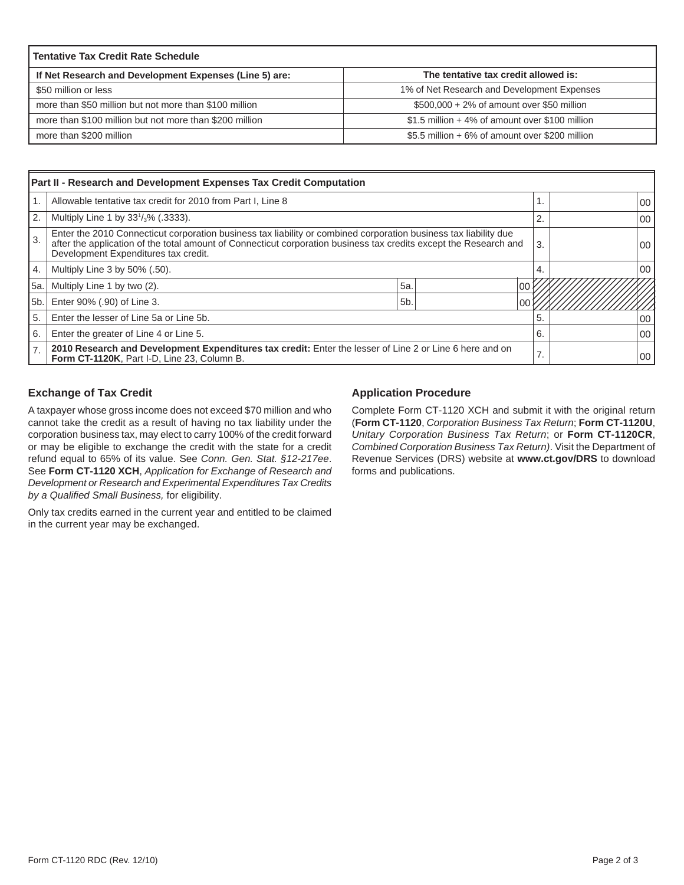| Tentative Tax Credit Rate Schedule | |
|---|---|
| **If Net Research and Development Expenses (Line 5) are:** | **The tentative tax credit allowed is:** |
| $50 million or less | 1% of Net Research and Development Expenses |
| more than $50 million but not more than $100 million | $500,000 + 2% of amount over $50 million |
| more than $100 million but not more than $200 million | $1.5 million + 4% of amount over $100 million |
| more than $200 million | $5.5 million + 6% of amount over $200 million |

| Part II - Research and Development Expenses Tax Credit Computation | | | | | |
|---|---|---|---|---|---|
| 1. | Allowable tentative tax credit for 2010 from Part I, Line 8 | | | 1. | 00 |
| 2. | Multiply Line 1 by 33⅓% (.3333). | | | 2. | 00 |
| 3. | Enter the 2010 Connecticut corporation business tax liability or combined corporation business tax liability due after the application of the total amount of Connecticut corporation business tax credits except the Research and Development Expenditures tax credit. | | | 3. | 00 |
| 4. | Multiply Line 3 by 50% (.50). | | | 4. | 00 |
| 5a. | Multiply Line 1 by two (2). | 5a. | 00 | | |
| 5b. | Enter 90% (.90) of Line 3. | 5b. | 00 | | |
| 5. | Enter the lesser of Line 5a or Line 5b. | | | 5. | 00 |
| 6. | Enter the greater of Line 4 or Line 5. | | | 6. | 00 |
| 7. | **2010 Research and Development Expenditures tax credit:** Enter the lesser of Line 2 or Line 6 here and on **Form CT-1120K**, Part I-D, Line 23, Column B. | | | 7. | 00 |

## Exchange of Tax Credit

A taxpayer whose gross income does not exceed $70 million and who cannot take the credit as a result of having no tax liability under the corporation business tax, may elect to carry 100% of the credit forward or may be eligible to exchange the credit with the state for a credit refund equal to 65% of its value. See *Conn. Gen. Stat. §12-217ee*. See **Form CT-1120 XCH**, *Application for Exchange of Research and Development or Research and Experimental Expenditures Tax Credits by a Qualified Small Business,* for eligibility.

Only tax credits earned in the current year and entitled to be claimed in the current year may be exchanged.

## Application Procedure

Complete Form CT-1120 XCH and submit it with the original return (**Form CT-1120**, *Corporation Business Tax Return*; **Form CT-1120U**, *Unitary Corporation Business Tax Return*; or **Form CT-1120CR**, *Combined Corporation Business Tax Return)*. Visit the Department of Revenue Services (DRS) website at **www.ct.gov/DRS** to download forms and publications.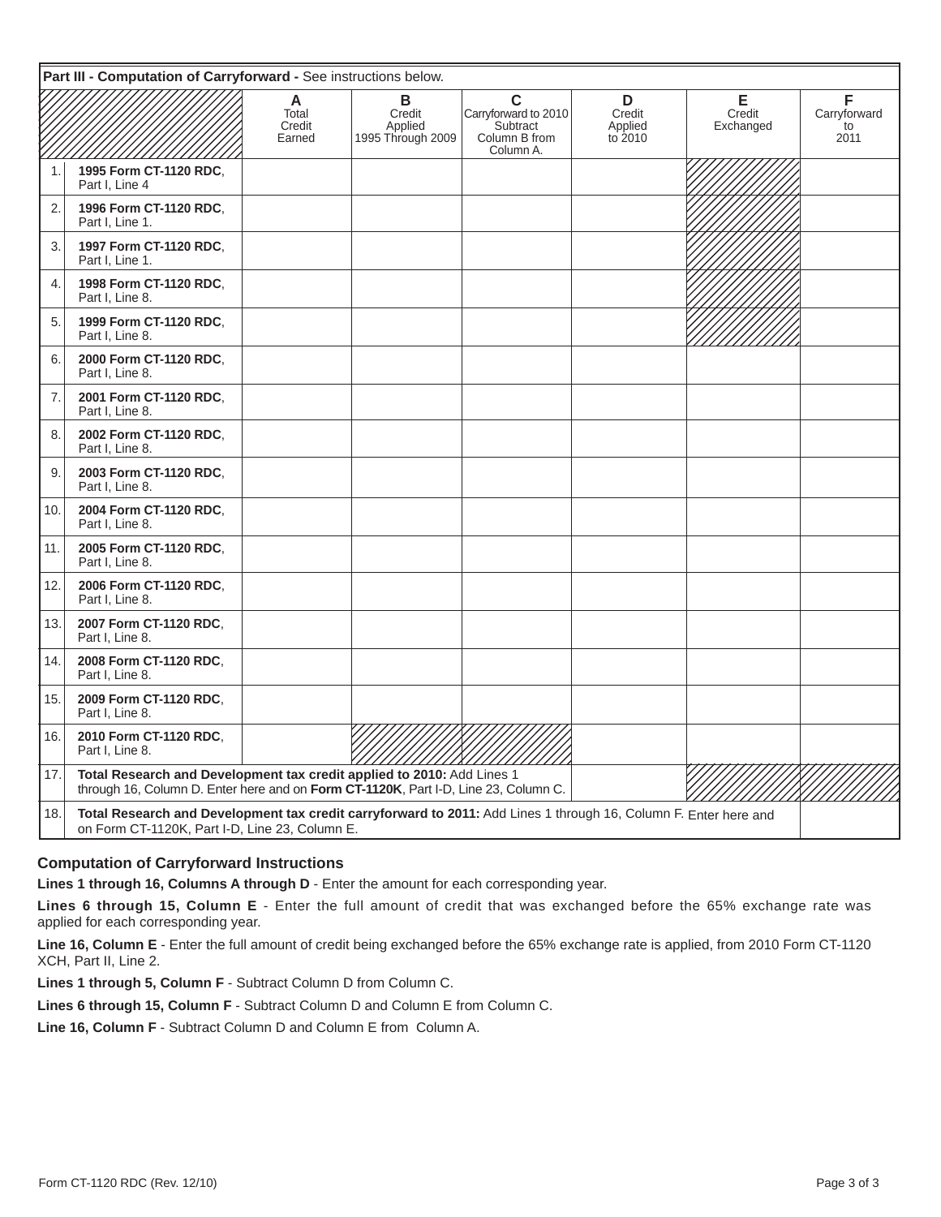## Part III - Computation of Carryforward - See instructions below.

| | | A<br>Total Credit Earned | B<br>Credit Applied 1995 Through 2009 | C<br>Carryforward to 2010 Subtract Column B from Column A. | D<br>Credit Applied to 2010 | E<br>Credit Exchanged | F<br>Carryforward to 2011 |
|---|---|---|---|---|---|---|---|
| 1. | **1995 Form CT-1120 RDC**, Part I, Line 4 | | | | | | |
| 2. | **1996 Form CT-1120 RDC**, Part I, Line 1. | | | | | | |
| 3. | **1997 Form CT-1120 RDC**, Part I, Line 1. | | | | | | |
| 4. | **1998 Form CT-1120 RDC**, Part I, Line 8. | | | | | | |
| 5. | **1999 Form CT-1120 RDC**, Part I, Line 8. | | | | | | |
| 6. | **2000 Form CT-1120 RDC**, Part I, Line 8. | | | | | | |
| 7. | **2001 Form CT-1120 RDC**, Part I, Line 8. | | | | | | |
| 8. | **2002 Form CT-1120 RDC**, Part I, Line 8. | | | | | | |
| 9. | **2003 Form CT-1120 RDC**, Part I, Line 8. | | | | | | |
| 10. | **2004 Form CT-1120 RDC**, Part I, Line 8. | | | | | | |
| 11. | **2005 Form CT-1120 RDC**, Part I, Line 8. | | | | | | |
| 12. | **2006 Form CT-1120 RDC**, Part I, Line 8. | | | | | | |
| 13. | **2007 Form CT-1120 RDC**, Part I, Line 8. | | | | | | |
| 14. | **2008 Form CT-1120 RDC**, Part I, Line 8. | | | | | | |
| 15. | **2009 Form CT-1120 RDC**, Part I, Line 8. | | | | | | |
| 16. | **2010 Form CT-1120 RDC**, Part I, Line 8. | | | | | | |
| 17. | **Total Research and Development tax credit applied to 2010:** Add Lines 1 through 16, Column D. Enter here and on **Form CT-1120K**, Part I-D, Line 23, Column C. | | | | | | |
| 18. | **Total Research and Development tax credit carryforward to 2011:** Add Lines 1 through 16, Column F. Enter here and on Form CT-1120K, Part I-D, Line 23, Column E. | | | | | | |

### Computation of Carryforward Instructions

**Lines 1 through 16, Columns A through D** - Enter the amount for each corresponding year.

**Lines 6 through 15, Column E** - Enter the full amount of credit that was exchanged before the 65% exchange rate was applied for each corresponding year.

**Line 16, Column E** - Enter the full amount of credit being exchanged before the 65% exchange rate is applied, from 2010 Form CT-1120 XCH, Part II, Line 2.

**Lines 1 through 5, Column F** - Subtract Column D from Column C.

**Lines 6 through 15, Column F** - Subtract Column D and Column E from Column C.

**Line 16, Column F** - Subtract Column D and Column E from Column A.